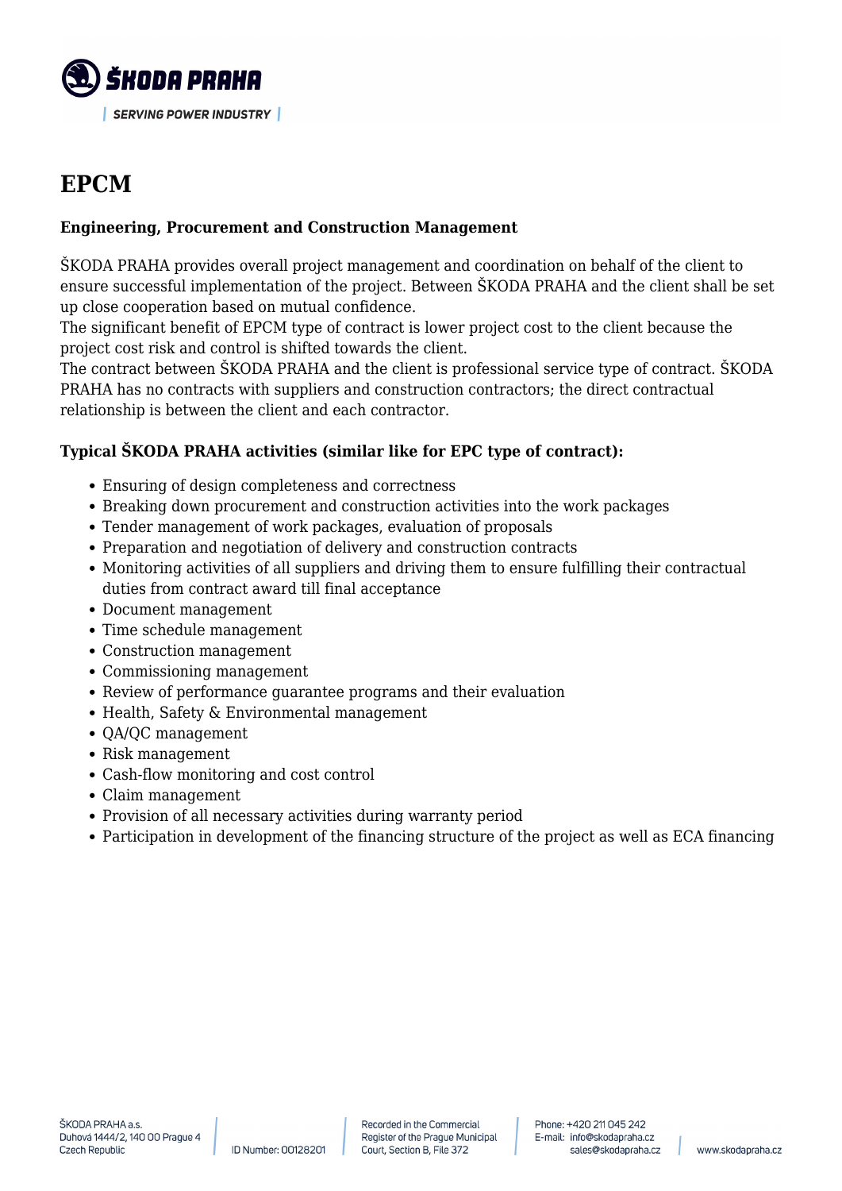# EPCM

**Engineering, Procurement and Construction Management**

ŠKODA PRAHA provides overall project management and coordination on behalf of the client to ensure successful implementation of the project. Between ŠKODA PRAHA and the client shall be set up close cooperation based on mutual confidence.
The significant benefit of EPCM type of contract is lower project cost to the client because the project cost risk and control is shifted towards the client.
The contract between ŠKODA PRAHA and the client is professional service type of contract. ŠKODA PRAHA has no contracts with suppliers and construction contractors; the direct contractual relationship is between the client and each contractor.

**Typical ŠKODA PRAHA activities (similar like for EPC type of contract):**

- Ensuring of design completeness and correctness
- Breaking down procurement and construction activities into the work packages
- Tender management of work packages, evaluation of proposals
- Preparation and negotiation of delivery and construction contracts
- Monitoring activities of all suppliers and driving them to ensure fulfilling their contractual duties from contract award till final acceptance
- Document management
- Time schedule management
- Construction management
- Commissioning management
- Review of performance guarantee programs and their evaluation
- Health, Safety & Environmental management
- QA/QC management
- Risk management
- Cash-flow monitoring and cost control
- Claim management
- Provision of all necessary activities during warranty period
- Participation in development of the financing structure of the project as well as ECA financing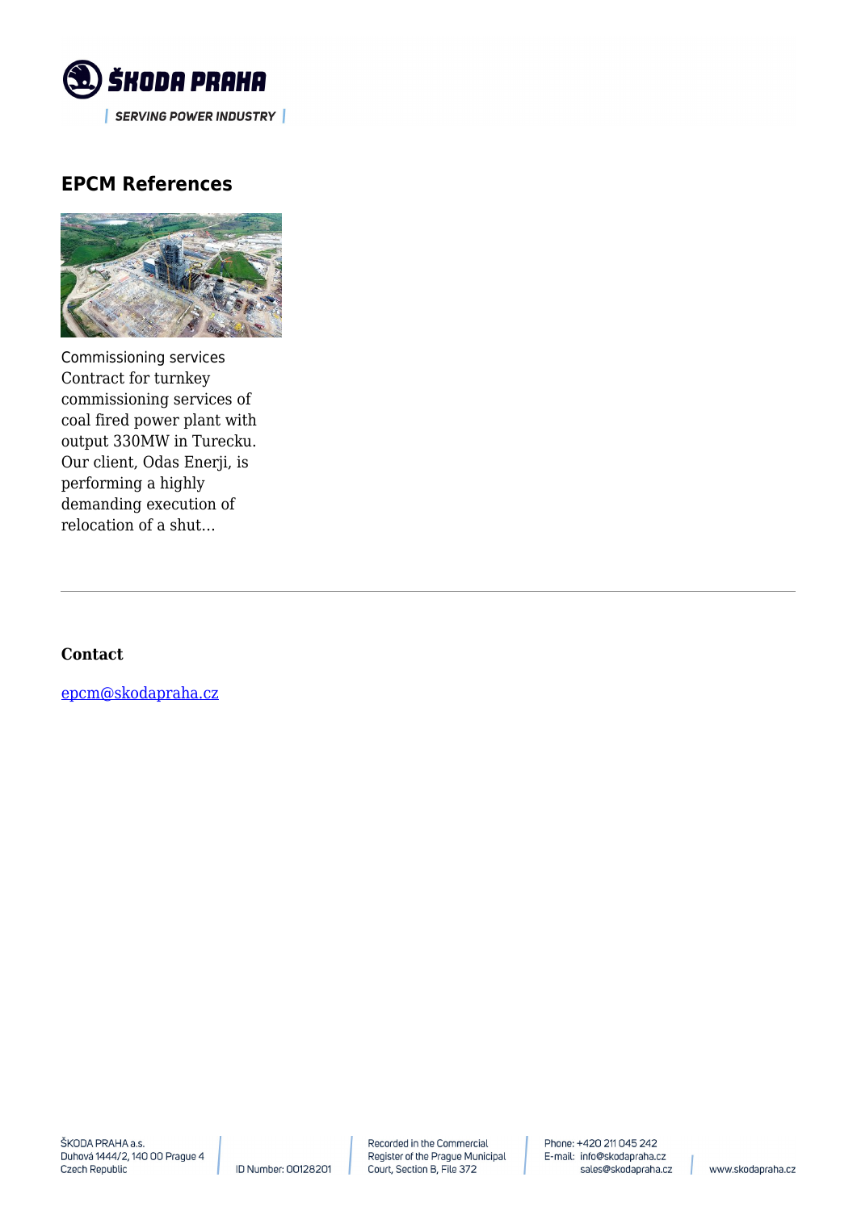## EPCM References

Commissioning services
Contract for turnkey commissioning services of coal fired power plant with output 330MW in Turecku. Our client, Odas Enerji, is performing a highly demanding execution of relocation of a shut...

---

**Contact**

[epcm@skodapraha.cz](mailto:epcm@skodapraha.cz)